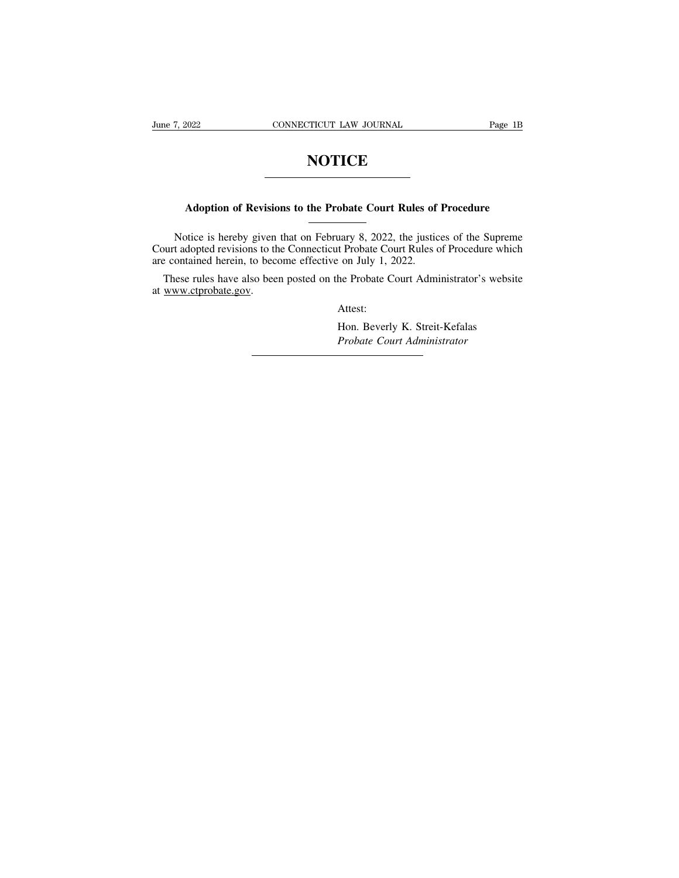# NOTICE

## Adoption of Revisions to the Probate Court Rules of Procedure

Notice is hereby given that on February 8, 2022, the justices of the Supreme Court adopted revisions to the Connecticut Probate Court Rules of Procedure which are contained herein, to become effective on July 1, 2022.

These rules have also been posted on the Probate Court Administrator's website at www.ctprobate.gov.

Attest:

Hon. Beverly K. Streit-Kefalas
*Probate Court Administrator*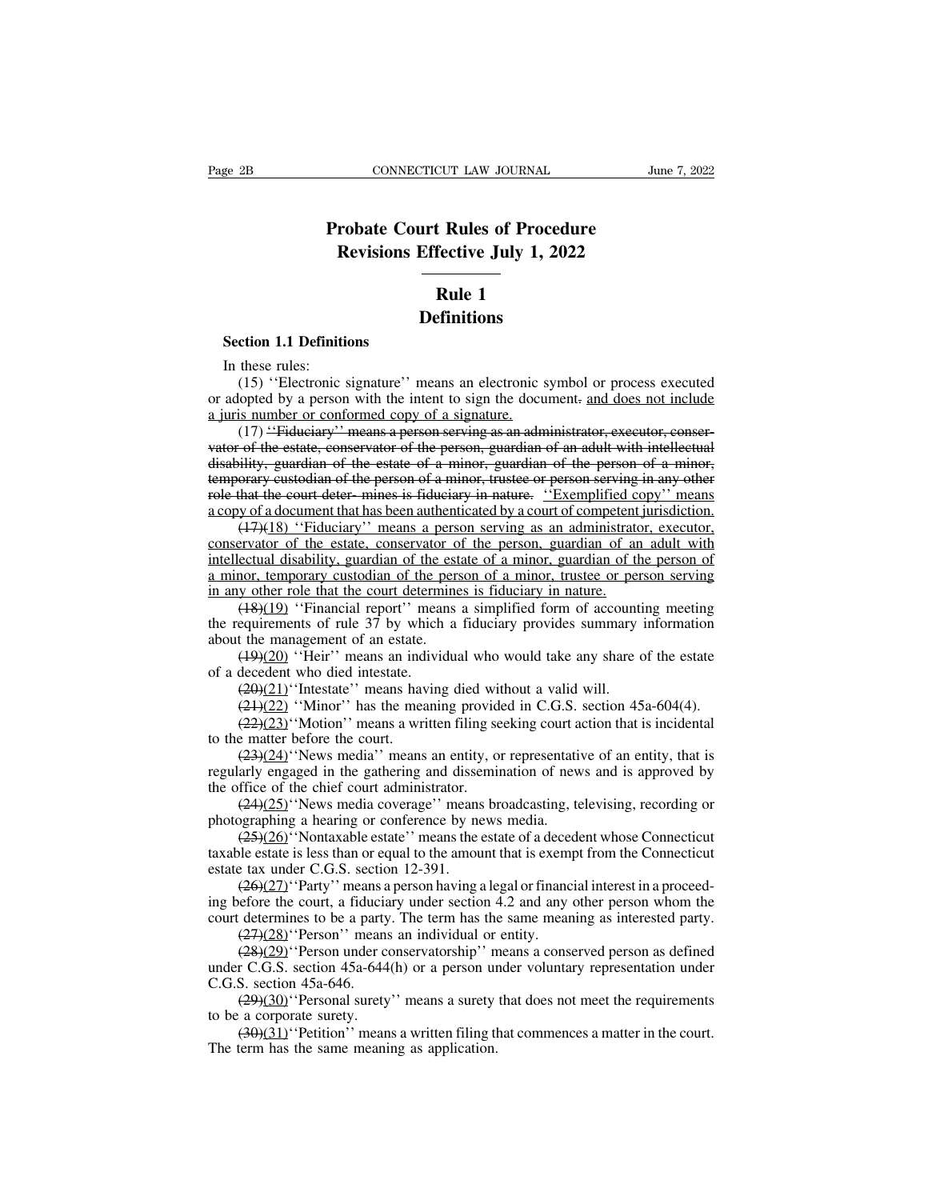# Probate Court Rules of Procedure Revisions Effective July 1, 2022

## Rule 1
## Definitions

**Section 1.1 Definitions**

In these rules:

(15) ''Electronic signature'' means an electronic symbol or process executed or adopted by a person with the intent to sign the document~~.~~ <u>and does not include a juris number or conformed copy of a signature.</u>

(17) ~~''Fiduciary'' means a person serving as an administrator, executor, conservator of the estate, conservator of the person, guardian of an adult with intellectual disability, guardian of the estate of a minor, guardian of the person of a minor, temporary custodian of the person of a minor, trustee or person serving in any other role that the court deter- mines is fiduciary in nature.~~ <u>''Exemplified copy'' means a copy of a document that has been authenticated by a court of competent jurisdiction.</u>

~~(17)~~<u>(18) ''Fiduciary'' means a person serving as an administrator, executor, conservator of the estate, conservator of the person, guardian of an adult with intellectual disability, guardian of the estate of a minor, guardian of the person of a minor, temporary custodian of the person of a minor, trustee or person serving in any other role that the court determines is fiduciary in nature.</u>

~~(18)~~<u>(19)</u> ''Financial report'' means a simplified form of accounting meeting the requirements of rule 37 by which a fiduciary provides summary information about the management of an estate.

~~(19)~~<u>(20)</u> ''Heir'' means an individual who would take any share of the estate of a decedent who died intestate.

~~(20)~~<u>(21)</u>''Intestate'' means having died without a valid will.

~~(21)~~<u>(22)</u> ''Minor'' has the meaning provided in C.G.S. section 45a-604(4).

~~(22)~~<u>(23)</u>''Motion'' means a written filing seeking court action that is incidental to the matter before the court.

~~(23)~~<u>(24)</u>''News media'' means an entity, or representative of an entity, that is regularly engaged in the gathering and dissemination of news and is approved by the office of the chief court administrator.

~~(24)~~<u>(25)</u>''News media coverage'' means broadcasting, televising, recording or photographing a hearing or conference by news media.

~~(25)~~<u>(26)</u>''Nontaxable estate'' means the estate of a decedent whose Connecticut taxable estate is less than or equal to the amount that is exempt from the Connecticut estate tax under C.G.S. section 12-391.

~~(26)~~<u>(27)</u>''Party'' means a person having a legal or financial interest in a proceeding before the court, a fiduciary under section 4.2 and any other person whom the court determines to be a party. The term has the same meaning as interested party.

~~(27)~~<u>(28)</u>''Person'' means an individual or entity.

~~(28)~~<u>(29)</u>''Person under conservatorship'' means a conserved person as defined under C.G.S. section 45a-644(h) or a person under voluntary representation under C.G.S. section 45a-646.

~~(29)~~<u>(30)</u>''Personal surety'' means a surety that does not meet the requirements to be a corporate surety.

~~(30)~~<u>(31)</u>''Petition'' means a written filing that commences a matter in the court. The term has the same meaning as application.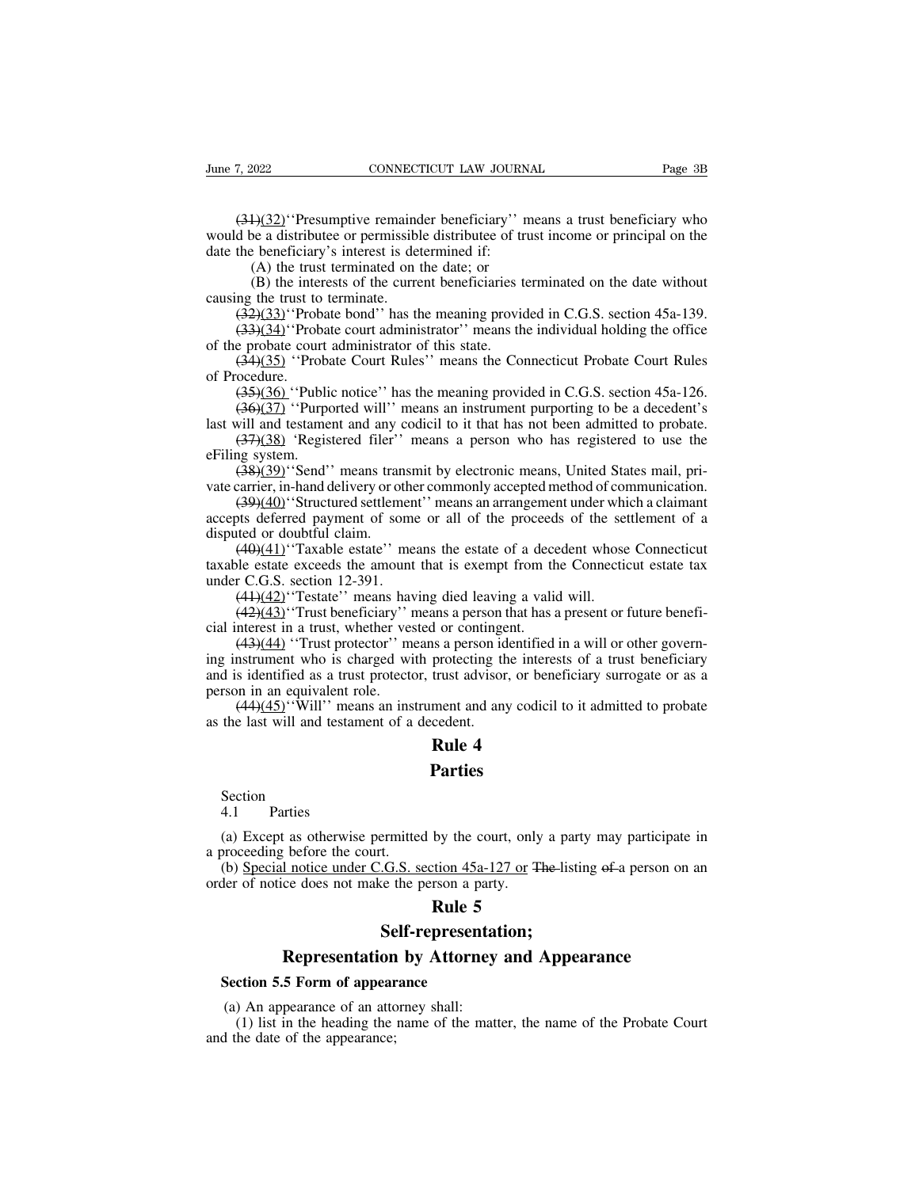~~(31)~~(32)''Presumptive remainder beneficiary'' means a trust beneficiary who would be a distributee or permissible distributee of trust income or principal on the date the beneficiary's interest is determined if:

(A) the trust terminated on the date; or

(B) the interests of the current beneficiaries terminated on the date without causing the trust to terminate.

~~(32)~~(33)''Probate bond'' has the meaning provided in C.G.S. section 45a-139.

~~(33)~~(34)''Probate court administrator'' means the individual holding the office of the probate court administrator of this state.

~~(34)~~(35) ''Probate Court Rules'' means the Connecticut Probate Court Rules of Procedure.

~~(35)~~(36) ''Public notice'' has the meaning provided in C.G.S. section 45a-126.

~~(36)~~(37) ''Purported will'' means an instrument purporting to be a decedent's last will and testament and any codicil to it that has not been admitted to probate.

~~(37)~~(38) 'Registered filer'' means a person who has registered to use the eFiling system.

~~(38)~~(39)''Send'' means transmit by electronic means, United States mail, private carrier, in-hand delivery or other commonly accepted method of communication.

~~(39)~~(40)''Structured settlement'' means an arrangement under which a claimant accepts deferred payment of some or all of the proceeds of the settlement of a disputed or doubtful claim.

~~(40)~~(41)''Taxable estate'' means the estate of a decedent whose Connecticut taxable estate exceeds the amount that is exempt from the Connecticut estate tax under C.G.S. section 12-391.

~~(41)~~(42)''Testate'' means having died leaving a valid will.

~~(42)~~(43)''Trust beneficiary'' means a person that has a present or future beneficial interest in a trust, whether vested or contingent.

~~(43)~~(44) ''Trust protector'' means a person identified in a will or other governing instrument who is charged with protecting the interests of a trust beneficiary and is identified as a trust protector, trust advisor, or beneficiary surrogate or as a person in an equivalent role.

~~(44)~~(45)''Will'' means an instrument and any codicil to it admitted to probate as the last will and testament of a decedent.

## Rule 4

## Parties

Section
4.1 Parties

(a) Except as otherwise permitted by the court, only a party may participate in a proceeding before the court.

(b) Special notice under C.G.S. section 45a-127 or ~~The~~ listing ~~of~~ a person on an order of notice does not make the person a party.

## Rule 5

## Self-representation;

## Representation by Attorney and Appearance

**Section 5.5 Form of appearance**

(a) An appearance of an attorney shall:

(1) list in the heading the name of the matter, the name of the Probate Court and the date of the appearance;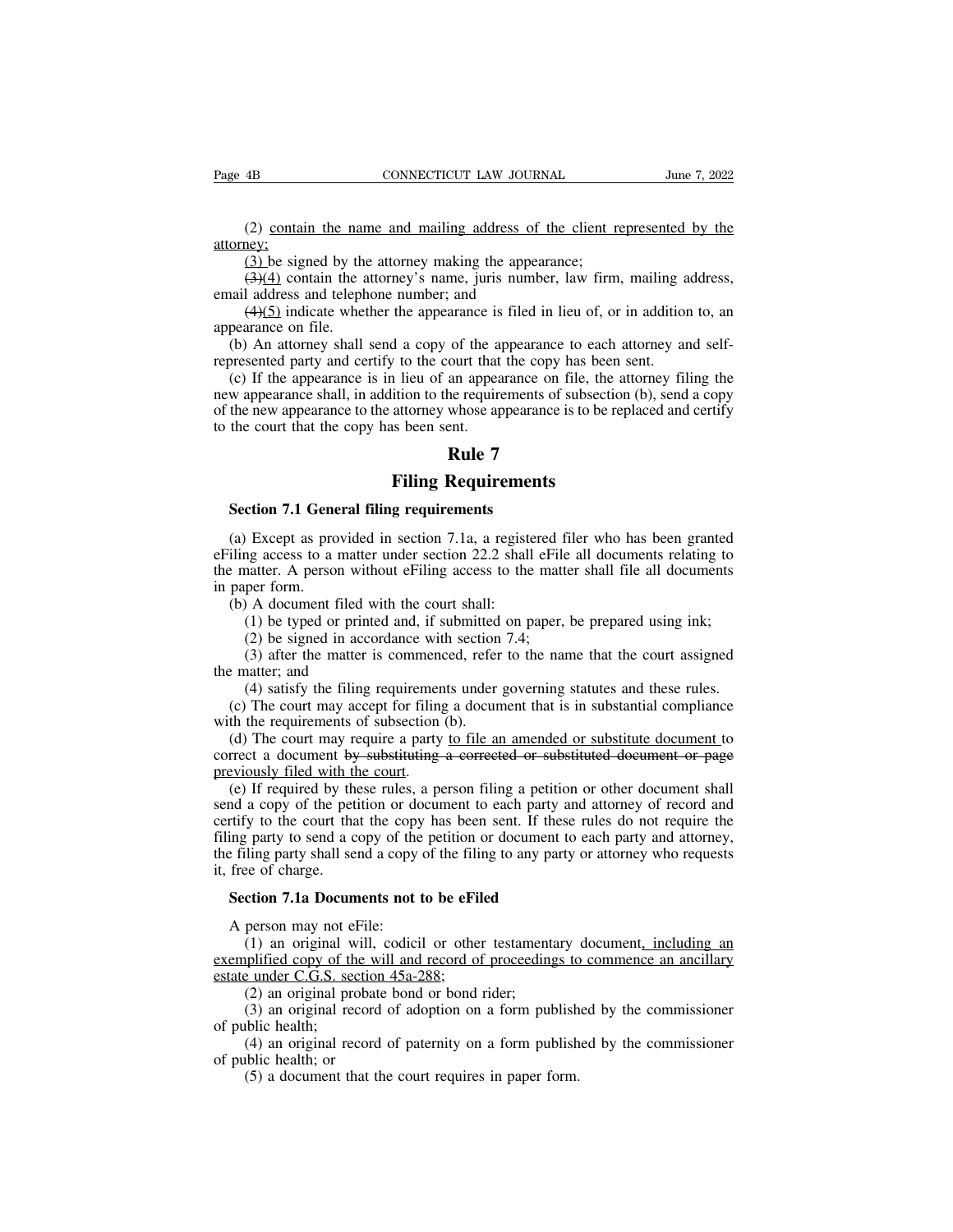(2) contain the name and mailing address of the client represented by the attorney;

(3) be signed by the attorney making the appearance;

~~(3)~~(4) contain the attorney's name, juris number, law firm, mailing address, email address and telephone number; and

~~(4)~~(5) indicate whether the appearance is filed in lieu of, or in addition to, an appearance on file.

(b) An attorney shall send a copy of the appearance to each attorney and self-represented party and certify to the court that the copy has been sent.

(c) If the appearance is in lieu of an appearance on file, the attorney filing the new appearance shall, in addition to the requirements of subsection (b), send a copy of the new appearance to the attorney whose appearance is to be replaced and certify to the court that the copy has been sent.

# Rule 7

# Filing Requirements

**Section 7.1 General filing requirements**

(a) Except as provided in section 7.1a, a registered filer who has been granted eFiling access to a matter under section 22.2 shall eFile all documents relating to the matter. A person without eFiling access to the matter shall file all documents in paper form.

(b) A document filed with the court shall:

(1) be typed or printed and, if submitted on paper, be prepared using ink;

(2) be signed in accordance with section 7.4;

(3) after the matter is commenced, refer to the name that the court assigned the matter; and

(4) satisfy the filing requirements under governing statutes and these rules.

(c) The court may accept for filing a document that is in substantial compliance with the requirements of subsection (b).

(d) The court may require a party to file an amended or substitute document to correct a document ~~by substituting a corrected or substituted document or page~~ previously filed with the court.

(e) If required by these rules, a person filing a petition or other document shall send a copy of the petition or document to each party and attorney of record and certify to the court that the copy has been sent. If these rules do not require the filing party to send a copy of the petition or document to each party and attorney, the filing party shall send a copy of the filing to any party or attorney who requests it, free of charge.

**Section 7.1a Documents not to be eFiled**

A person may not eFile:

(1) an original will, codicil or other testamentary document, including an exemplified copy of the will and record of proceedings to commence an ancillary estate under C.G.S. section 45a-288;

(2) an original probate bond or bond rider;

(3) an original record of adoption on a form published by the commissioner of public health;

(4) an original record of paternity on a form published by the commissioner of public health; or

(5) a document that the court requires in paper form.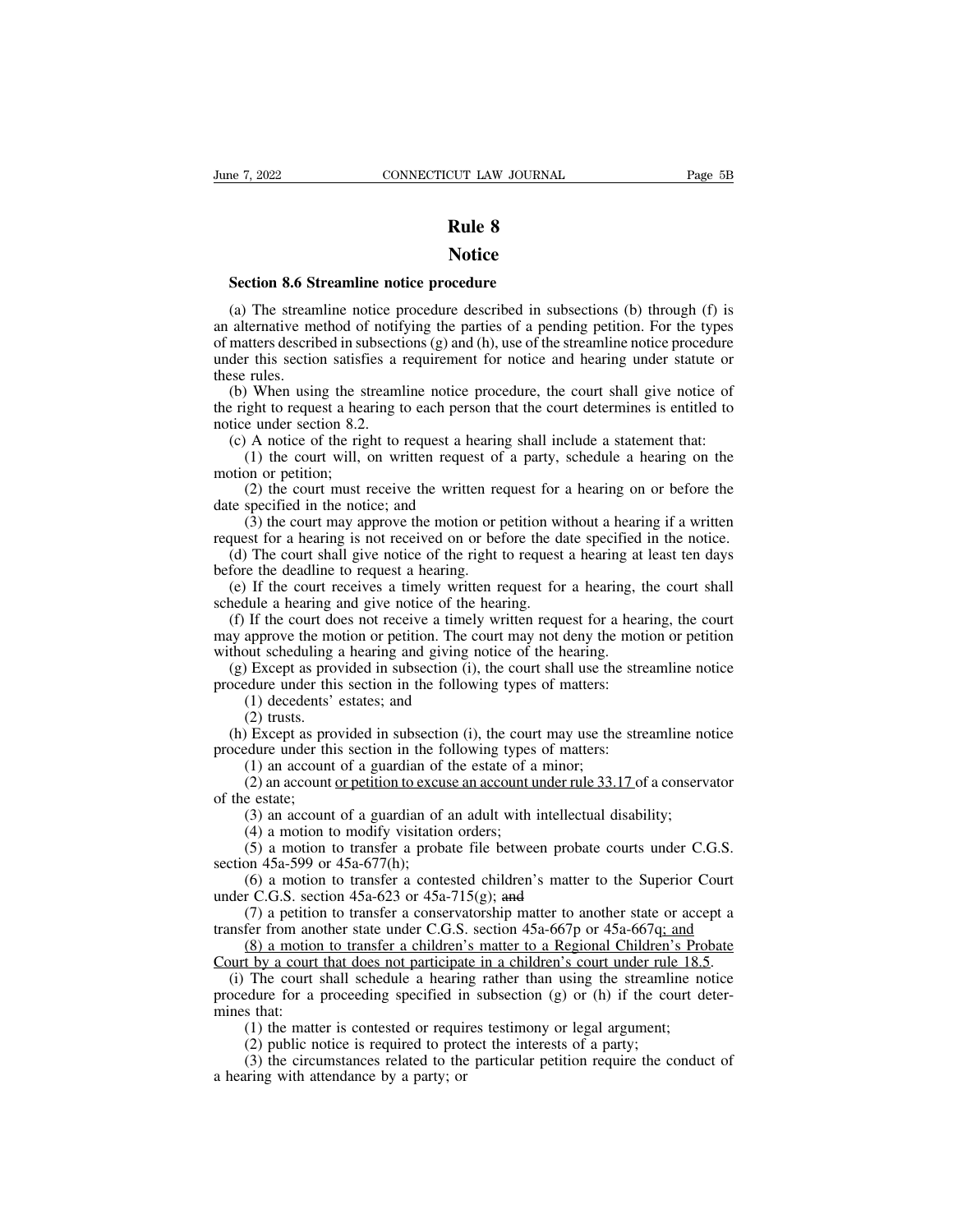# Rule 8

# Notice

**Section 8.6 Streamline notice procedure**

(a) The streamline notice procedure described in subsections (b) through (f) is an alternative method of notifying the parties of a pending petition. For the types of matters described in subsections (g) and (h), use of the streamline notice procedure under this section satisfies a requirement for notice and hearing under statute or these rules.

(b) When using the streamline notice procedure, the court shall give notice of the right to request a hearing to each person that the court determines is entitled to notice under section 8.2.

(c) A notice of the right to request a hearing shall include a statement that:

(1) the court will, on written request of a party, schedule a hearing on the motion or petition;

(2) the court must receive the written request for a hearing on or before the date specified in the notice; and

(3) the court may approve the motion or petition without a hearing if a written request for a hearing is not received on or before the date specified in the notice.

(d) The court shall give notice of the right to request a hearing at least ten days before the deadline to request a hearing.

(e) If the court receives a timely written request for a hearing, the court shall schedule a hearing and give notice of the hearing.

(f) If the court does not receive a timely written request for a hearing, the court may approve the motion or petition. The court may not deny the motion or petition without scheduling a hearing and giving notice of the hearing.

(g) Except as provided in subsection (i), the court shall use the streamline notice procedure under this section in the following types of matters:

(1) decedents' estates; and

(2) trusts.

(h) Except as provided in subsection (i), the court may use the streamline notice procedure under this section in the following types of matters:

(1) an account of a guardian of the estate of a minor;

(2) an account <u>or petition to excuse an account under rule 33.17</u> of a conservator of the estate;

(3) an account of a guardian of an adult with intellectual disability;

(4) a motion to modify visitation orders;

(5) a motion to transfer a probate file between probate courts under C.G.S. section 45a-599 or 45a-677(h);

(6) a motion to transfer a contested children's matter to the Superior Court under C.G.S. section 45a-623 or 45a-715(g); ~~and~~

(7) a petition to transfer a conservatorship matter to another state or accept a transfer from another state under C.G.S. section 45a-667p or 45a-667q<u>; and</u>

<u>(8) a motion to transfer a children's matter to a Regional Children's Probate Court by a court that does not participate in a children's court under rule 18.5</u>.

(i) The court shall schedule a hearing rather than using the streamline notice procedure for a proceeding specified in subsection (g) or (h) if the court determines that:

(1) the matter is contested or requires testimony or legal argument;

(2) public notice is required to protect the interests of a party;

(3) the circumstances related to the particular petition require the conduct of a hearing with attendance by a party; or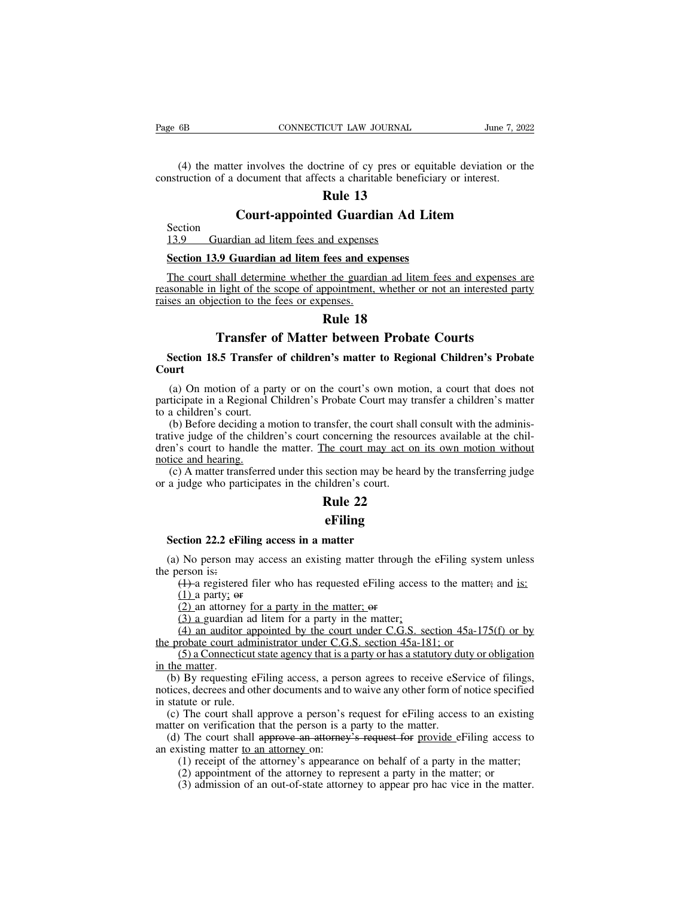(4) the matter involves the doctrine of cy pres or equitable deviation or the construction of a document that affects a charitable beneficiary or interest.

## Rule 13

## Court-appointed Guardian Ad Litem

Section
13.9 Guardian ad litem fees and expenses

**Section 13.9 Guardian ad litem fees and expenses**

The court shall determine whether the guardian ad litem fees and expenses are reasonable in light of the scope of appointment, whether or not an interested party raises an objection to the fees or expenses.

## Rule 18

## Transfer of Matter between Probate Courts

**Section 18.5 Transfer of children's matter to Regional Children's Probate Court**

(a) On motion of a party or on the court's own motion, a court that does not participate in a Regional Children's Probate Court may transfer a children's matter to a children's court.

(b) Before deciding a motion to transfer, the court shall consult with the administrative judge of the children's court concerning the resources available at the children's court to handle the matter. The court may act on its own motion without notice and hearing.

(c) A matter transferred under this section may be heard by the transferring judge or a judge who participates in the children's court.

## Rule 22

## eFiling

**Section 22.2 eFiling access in a matter**

(a) No person may access an existing matter through the eFiling system unless the person is~~:~~

~~(1)~~ a registered filer who has requested eFiling access to the matter~~;~~ and is:

(1) a party; ~~or~~

(2) an attorney for a party in the matter; ~~or~~

(3) a guardian ad litem for a party in the matter;

(4) an auditor appointed by the court under C.G.S. section 45a-175(f) or by the probate court administrator under C.G.S. section 45a-181; or

(5) a Connecticut state agency that is a party or has a statutory duty or obligation in the matter.

(b) By requesting eFiling access, a person agrees to receive eService of filings, notices, decrees and other documents and to waive any other form of notice specified in statute or rule.

(c) The court shall approve a person's request for eFiling access to an existing matter on verification that the person is a party to the matter.

(d) The court shall ~~approve an attorney's request for~~ provide eFiling access to an existing matter to an attorney on:

(1) receipt of the attorney's appearance on behalf of a party in the matter;

(2) appointment of the attorney to represent a party in the matter; or

(3) admission of an out-of-state attorney to appear pro hac vice in the matter.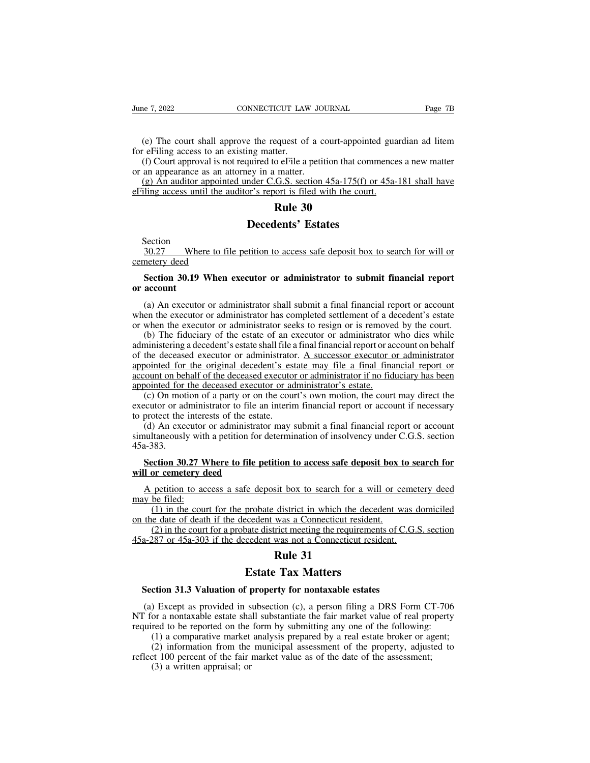(e) The court shall approve the request of a court-appointed guardian ad litem for eFiling access to an existing matter.

(f) Court approval is not required to eFile a petition that commences a new matter or an appearance as an attorney in a matter.

<u>(g) An auditor appointed under C.G.S. section 45a-175(f) or 45a-181 shall have eFiling access until the auditor's report is filed with the court.</u>

## Rule 30

## Decedents' Estates

Section

<u>30.27 Where to file petition to access safe deposit box to search for will or cemetery deed</u>

**Section 30.19 When executor or administrator to submit financial report or account**

(a) An executor or administrator shall submit a final financial report or account when the executor or administrator has completed settlement of a decedent's estate or when the executor or administrator seeks to resign or is removed by the court.

(b) The fiduciary of the estate of an executor or administrator who dies while administering a decedent's estate shall file a final financial report or account on behalf of the deceased executor or administrator. <u>A successor executor or administrator appointed for the original decedent's estate may file a final financial report or account on behalf of the deceased executor or administrator if no fiduciary has been appointed for the deceased executor or administrator's estate.</u>

(c) On motion of a party or on the court's own motion, the court may direct the executor or administrator to file an interim financial report or account if necessary to protect the interests of the estate.

(d) An executor or administrator may submit a final financial report or account simultaneously with a petition for determination of insolvency under C.G.S. section 45a-383.

<u>**Section 30.27 Where to file petition to access safe deposit box to search for will or cemetery deed**</u>

<u>A petition to access a safe deposit box to search for a will or cemetery deed may be filed:</u>

<u>(1) in the court for the probate district in which the decedent was domiciled on the date of death if the decedent was a Connecticut resident.</u>

<u>(2) in the court for a probate district meeting the requirements of C.G.S. section 45a-287 or 45a-303 if the decedent was not a Connecticut resident.</u>

## Rule 31

## Estate Tax Matters

**Section 31.3 Valuation of property for nontaxable estates**

(a) Except as provided in subsection (c), a person filing a DRS Form CT-706 NT for a nontaxable estate shall substantiate the fair market value of real property required to be reported on the form by submitting any one of the following:

(1) a comparative market analysis prepared by a real estate broker or agent;

(2) information from the municipal assessment of the property, adjusted to reflect 100 percent of the fair market value as of the date of the assessment;

(3) a written appraisal; or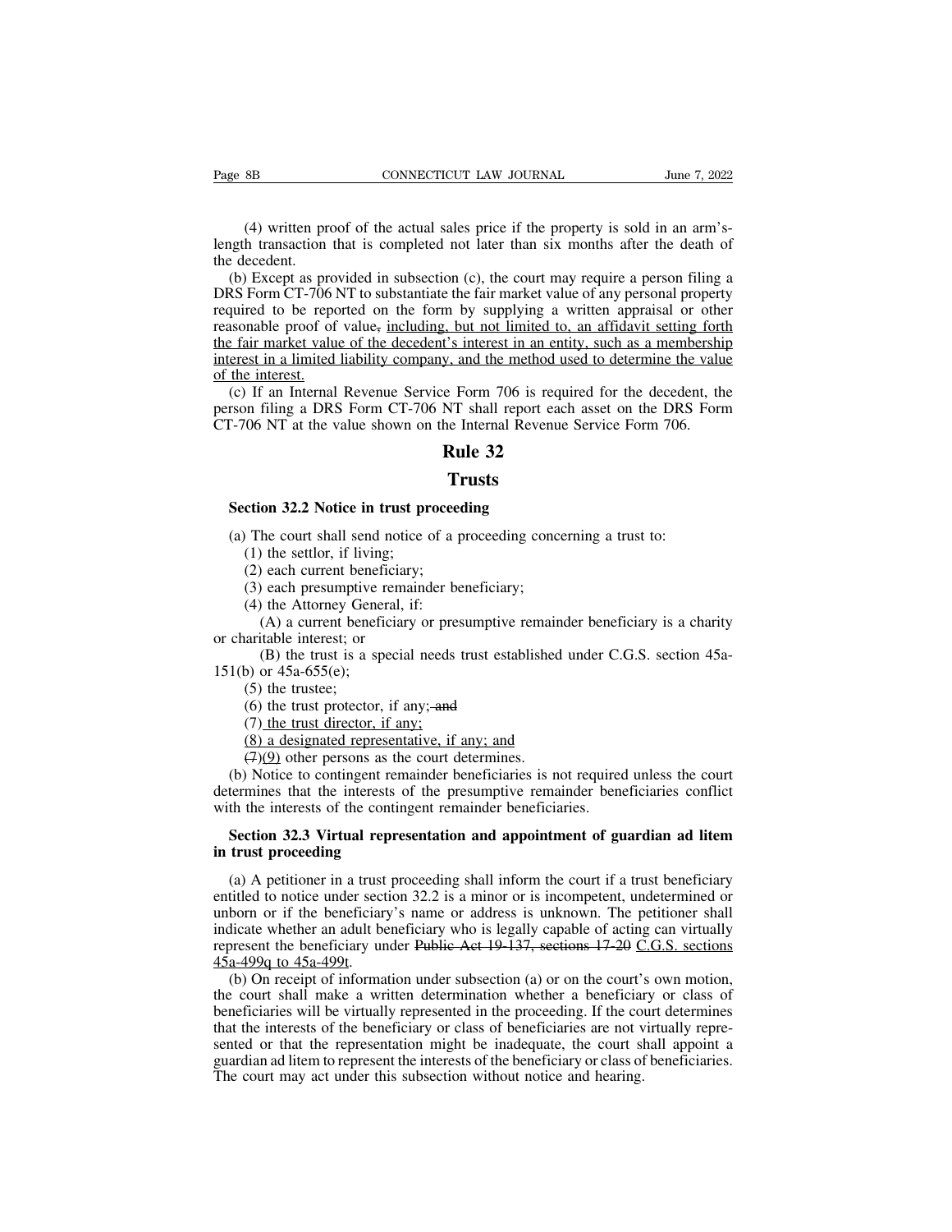(4) written proof of the actual sales price if the property is sold in an arm's-length transaction that is completed not later than six months after the death of the decedent.

(b) Except as provided in subsection (c), the court may require a person filing a DRS Form CT-706 NT to substantiate the fair market value of any personal property required to be reported on the form by supplying a written appraisal or other reasonable proof of value~~,~~ including, but not limited to, an affidavit setting forth the fair market value of the decedent's interest in an entity, such as a membership interest in a limited liability company, and the method used to determine the value of the interest.

(c) If an Internal Revenue Service Form 706 is required for the decedent, the person filing a DRS Form CT-706 NT shall report each asset on the DRS Form CT-706 NT at the value shown on the Internal Revenue Service Form 706.

# Rule 32

# Trusts

**Section 32.2 Notice in trust proceeding**

(a) The court shall send notice of a proceeding concerning a trust to:

(1) the settlor, if living;

(2) each current beneficiary;

(3) each presumptive remainder beneficiary;

(4) the Attorney General, if:

(A) a current beneficiary or presumptive remainder beneficiary is a charity or charitable interest; or

(B) the trust is a special needs trust established under C.G.S. section 45a-151(b) or 45a-655(e);

(5) the trustee;

(6) the trust protector, if any;~~ and~~

(7) the trust director, if any;

(8) a designated representative, if any; and

~~(7)~~(9) other persons as the court determines.

(b) Notice to contingent remainder beneficiaries is not required unless the court determines that the interests of the presumptive remainder beneficiaries conflict with the interests of the contingent remainder beneficiaries.

**Section 32.3 Virtual representation and appointment of guardian ad litem in trust proceeding**

(a) A petitioner in a trust proceeding shall inform the court if a trust beneficiary entitled to notice under section 32.2 is a minor or is incompetent, undetermined or unborn or if the beneficiary's name or address is unknown. The petitioner shall indicate whether an adult beneficiary who is legally capable of acting can virtually represent the beneficiary under ~~Public Act 19-137, sections 17-20~~ C.G.S. sections 45a-499q to 45a-499t.

(b) On receipt of information under subsection (a) or on the court's own motion, the court shall make a written determination whether a beneficiary or class of beneficiaries will be virtually represented in the proceeding. If the court determines that the interests of the beneficiary or class of beneficiaries are not virtually represented or that the representation might be inadequate, the court shall appoint a guardian ad litem to represent the interests of the beneficiary or class of beneficiaries. The court may act under this subsection without notice and hearing.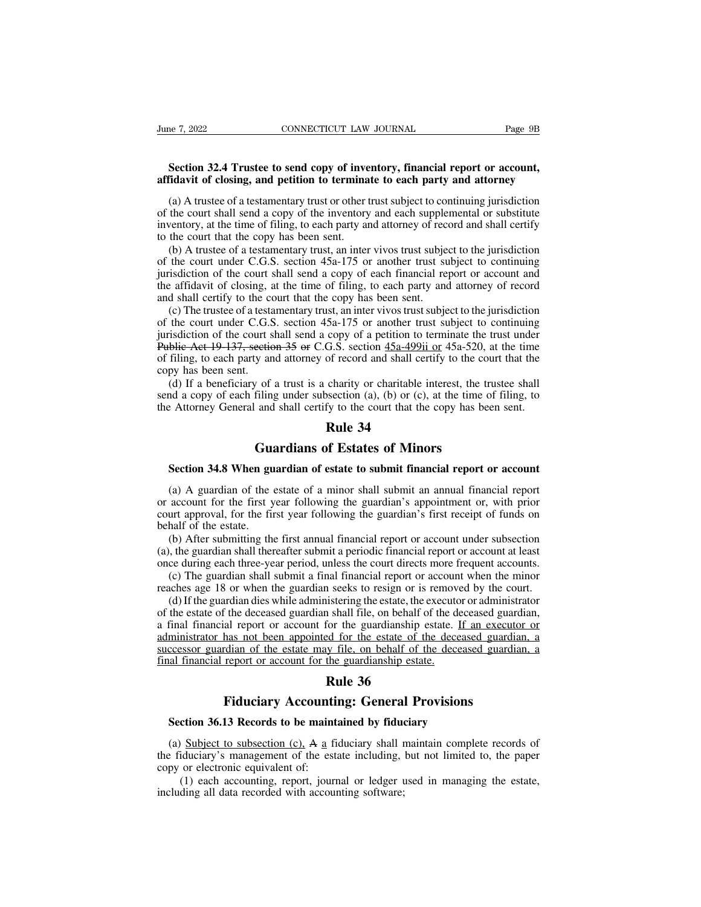**Section 32.4 Trustee to send copy of inventory, financial report or account, affidavit of closing, and petition to terminate to each party and attorney**

(a) A trustee of a testamentary trust or other trust subject to continuing jurisdiction of the court shall send a copy of the inventory and each supplemental or substitute inventory, at the time of filing, to each party and attorney of record and shall certify to the court that the copy has been sent.

(b) A trustee of a testamentary trust, an inter vivos trust subject to the jurisdiction of the court under C.G.S. section 45a-175 or another trust subject to continuing jurisdiction of the court shall send a copy of each financial report or account and the affidavit of closing, at the time of filing, to each party and attorney of record and shall certify to the court that the copy has been sent.

(c) The trustee of a testamentary trust, an inter vivos trust subject to the jurisdiction of the court under C.G.S. section 45a-175 or another trust subject to continuing jurisdiction of the court shall send a copy of a petition to terminate the trust under ~~Public Act 19-137, section 35 or~~ C.G.S. section <u>45a-499ii or</u> 45a-520, at the time of filing, to each party and attorney of record and shall certify to the court that the copy has been sent.

(d) If a beneficiary of a trust is a charity or charitable interest, the trustee shall send a copy of each filing under subsection (a), (b) or (c), at the time of filing, to the Attorney General and shall certify to the court that the copy has been sent.

# Rule 34

# Guardians of Estates of Minors

**Section 34.8 When guardian of estate to submit financial report or account**

(a) A guardian of the estate of a minor shall submit an annual financial report or account for the first year following the guardian's appointment or, with prior court approval, for the first year following the guardian's first receipt of funds on behalf of the estate.

(b) After submitting the first annual financial report or account under subsection (a), the guardian shall thereafter submit a periodic financial report or account at least once during each three-year period, unless the court directs more frequent accounts.

(c) The guardian shall submit a final financial report or account when the minor reaches age 18 or when the guardian seeks to resign or is removed by the court.

(d) If the guardian dies while administering the estate, the executor or administrator of the estate of the deceased guardian shall file, on behalf of the deceased guardian, a final financial report or account for the guardianship estate. <u>If an executor or administrator has not been appointed for the estate of the deceased guardian, a successor guardian of the estate may file, on behalf of the deceased guardian, a final financial report or account for the guardianship estate.</u>

# Rule 36

# Fiduciary Accounting: General Provisions

**Section 36.13 Records to be maintained by fiduciary**

(a) <u>Subject to subsection (c),</u> ~~A~~ <u>a</u> fiduciary shall maintain complete records of the fiduciary's management of the estate including, but not limited to, the paper copy or electronic equivalent of:

(1) each accounting, report, journal or ledger used in managing the estate, including all data recorded with accounting software;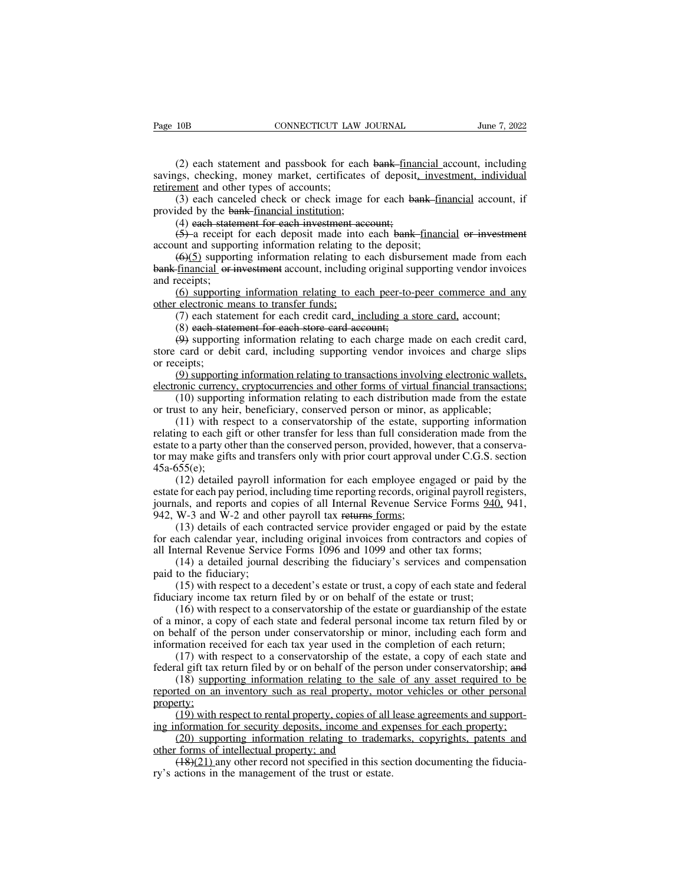(2) each statement and passbook for each ~~bank~~ financial account, including savings, checking, money market, certificates of deposit, investment, individual retirement and other types of accounts;

(3) each canceled check or check image for each ~~bank~~ financial account, if provided by the ~~bank~~ financial institution;

(4) ~~each statement for each investment account;~~

~~(5)~~ a receipt for each deposit made into each ~~bank~~ financial ~~or investment~~ account and supporting information relating to the deposit;

~~(6)~~(5) supporting information relating to each disbursement made from each ~~bank~~ financial ~~or investment~~ account, including original supporting vendor invoices and receipts;

(6) supporting information relating to each peer-to-peer commerce and any other electronic means to transfer funds;

(7) each statement for each credit card, including a store card, account;

(8) ~~each statement for each store card account;~~

~~(9)~~ supporting information relating to each charge made on each credit card, store card or debit card, including supporting vendor invoices and charge slips or receipts;

(9) supporting information relating to transactions involving electronic wallets, electronic currency, cryptocurrencies and other forms of virtual financial transactions;

(10) supporting information relating to each distribution made from the estate or trust to any heir, beneficiary, conserved person or minor, as applicable;

(11) with respect to a conservatorship of the estate, supporting information relating to each gift or other transfer for less than full consideration made from the estate to a party other than the conserved person, provided, however, that a conservator may make gifts and transfers only with prior court approval under C.G.S. section 45a-655(e);

(12) detailed payroll information for each employee engaged or paid by the estate for each pay period, including time reporting records, original payroll registers, journals, and reports and copies of all Internal Revenue Service Forms 940, 941, 942, W-3 and W-2 and other payroll tax ~~returns~~ forms;

(13) details of each contracted service provider engaged or paid by the estate for each calendar year, including original invoices from contractors and copies of all Internal Revenue Service Forms 1096 and 1099 and other tax forms;

(14) a detailed journal describing the fiduciary's services and compensation paid to the fiduciary;

(15) with respect to a decedent's estate or trust, a copy of each state and federal fiduciary income tax return filed by or on behalf of the estate or trust;

(16) with respect to a conservatorship of the estate or guardianship of the estate of a minor, a copy of each state and federal personal income tax return filed by or on behalf of the person under conservatorship or minor, including each form and information received for each tax year used in the completion of each return;

(17) with respect to a conservatorship of the estate, a copy of each state and federal gift tax return filed by or on behalf of the person under conservatorship; ~~and~~

(18) supporting information relating to the sale of any asset required to be reported on an inventory such as real property, motor vehicles or other personal property;

(19) with respect to rental property, copies of all lease agreements and supporting information for security deposits, income and expenses for each property;

(20) supporting information relating to trademarks, copyrights, patents and other forms of intellectual property; and

~~(18)~~(21) any other record not specified in this section documenting the fiduciary's actions in the management of the trust or estate.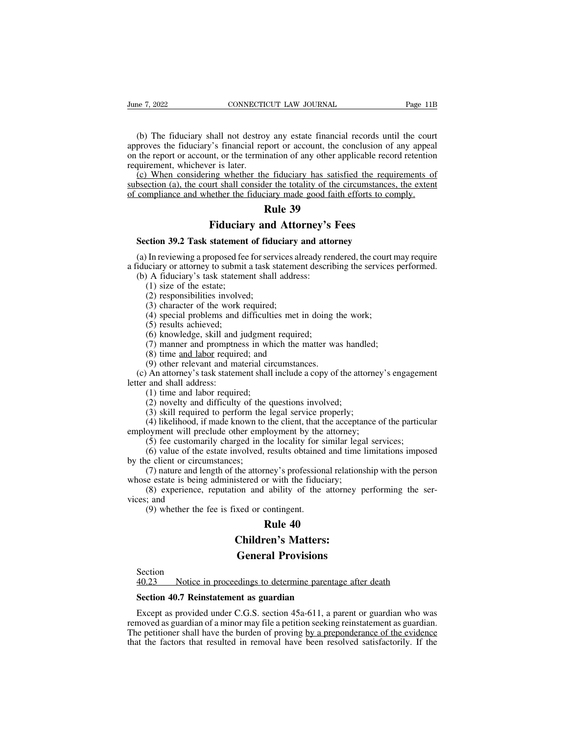(b) The fiduciary shall not destroy any estate financial records until the court approves the fiduciary's financial report or account, the conclusion of any appeal on the report or account, or the termination of any other applicable record retention requirement, whichever is later.

(c) When considering whether the fiduciary has satisfied the requirements of subsection (a), the court shall consider the totality of the circumstances, the extent of compliance and whether the fiduciary made good faith efforts to comply.

# Rule 39

# Fiduciary and Attorney's Fees

**Section 39.2 Task statement of fiduciary and attorney**

(a) In reviewing a proposed fee for services already rendered, the court may require a fiduciary or attorney to submit a task statement describing the services performed.

(b) A fiduciary's task statement shall address:

(1) size of the estate;

(2) responsibilities involved;

(3) character of the work required;

(4) special problems and difficulties met in doing the work;

(5) results achieved;

(6) knowledge, skill and judgment required;

(7) manner and promptness in which the matter was handled;

(8) time and labor required; and

(9) other relevant and material circumstances.

(c) An attorney's task statement shall include a copy of the attorney's engagement letter and shall address:

(1) time and labor required;

(2) novelty and difficulty of the questions involved;

(3) skill required to perform the legal service properly;

(4) likelihood, if made known to the client, that the acceptance of the particular employment will preclude other employment by the attorney;

(5) fee customarily charged in the locality for similar legal services;

(6) value of the estate involved, results obtained and time limitations imposed by the client or circumstances;

(7) nature and length of the attorney's professional relationship with the person whose estate is being administered or with the fiduciary;

(8) experience, reputation and ability of the attorney performing the services; and

(9) whether the fee is fixed or contingent.

# Rule 40

# Children's Matters: General Provisions

Section
40.23 Notice in proceedings to determine parentage after death

**Section 40.7 Reinstatement as guardian**

Except as provided under C.G.S. section 45a-611, a parent or guardian who was removed as guardian of a minor may file a petition seeking reinstatement as guardian. The petitioner shall have the burden of proving by a preponderance of the evidence that the factors that resulted in removal have been resolved satisfactorily. If the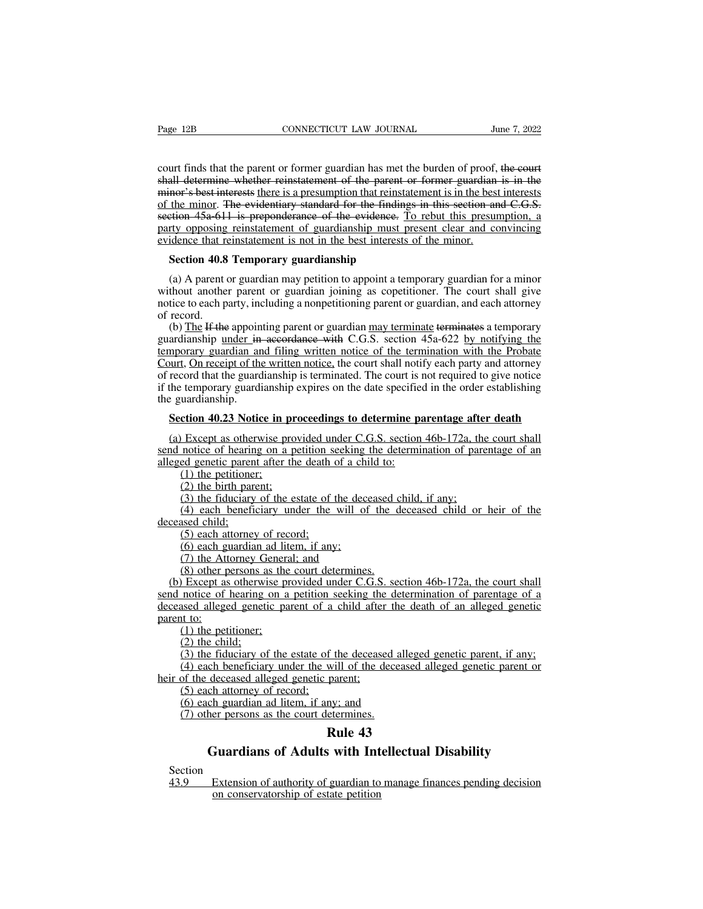court finds that the parent or former guardian has met the burden of proof, ~~the court shall determine whether reinstatement of the parent or former guardian is in the minor's best interests~~ there is a presumption that reinstatement is in the best interests of the minor. ~~The evidentiary standard for the findings in this section and C.G.S. section 45a-611 is preponderance of the evidence.~~ To rebut this presumption, a party opposing reinstatement of guardianship must present clear and convincing evidence that reinstatement is not in the best interests of the minor.

**Section 40.8 Temporary guardianship**

(a) A parent or guardian may petition to appoint a temporary guardian for a minor without another parent or guardian joining as copetitioner. The court shall give notice to each party, including a nonpetitioning parent or guardian, and each attorney of record.

(b) The ~~If the~~ appointing parent or guardian may terminate ~~terminates~~ a temporary guardianship under ~~in accordance with~~ C.G.S. section 45a-622 by notifying the temporary guardian and filing written notice of the termination with the Probate Court. On receipt of the written notice, the court shall notify each party and attorney of record that the guardianship is terminated. The court is not required to give notice if the temporary guardianship expires on the date specified in the order establishing the guardianship.

**Section 40.23 Notice in proceedings to determine parentage after death**

(a) Except as otherwise provided under C.G.S. section 46b-172a, the court shall send notice of hearing on a petition seeking the determination of parentage of an alleged genetic parent after the death of a child to:

(1) the petitioner;
(2) the birth parent;
(3) the fiduciary of the estate of the deceased child, if any;
(4) each beneficiary under the will of the deceased child or heir of the deceased child;
(5) each attorney of record;
(6) each guardian ad litem, if any;
(7) the Attorney General; and
(8) other persons as the court determines.

(b) Except as otherwise provided under C.G.S. section 46b-172a, the court shall send notice of hearing on a petition seeking the determination of parentage of a deceased alleged genetic parent of a child after the death of an alleged genetic parent to:

(1) the petitioner;
(2) the child;
(3) the fiduciary of the estate of the deceased alleged genetic parent, if any;
(4) each beneficiary under the will of the deceased alleged genetic parent or heir of the deceased alleged genetic parent;
(5) each attorney of record;
(6) each guardian ad litem, if any; and
(7) other persons as the court determines.

## Rule 43

## Guardians of Adults with Intellectual Disability

Section
43.9 Extension of authority of guardian to manage finances pending decision on conservatorship of estate petition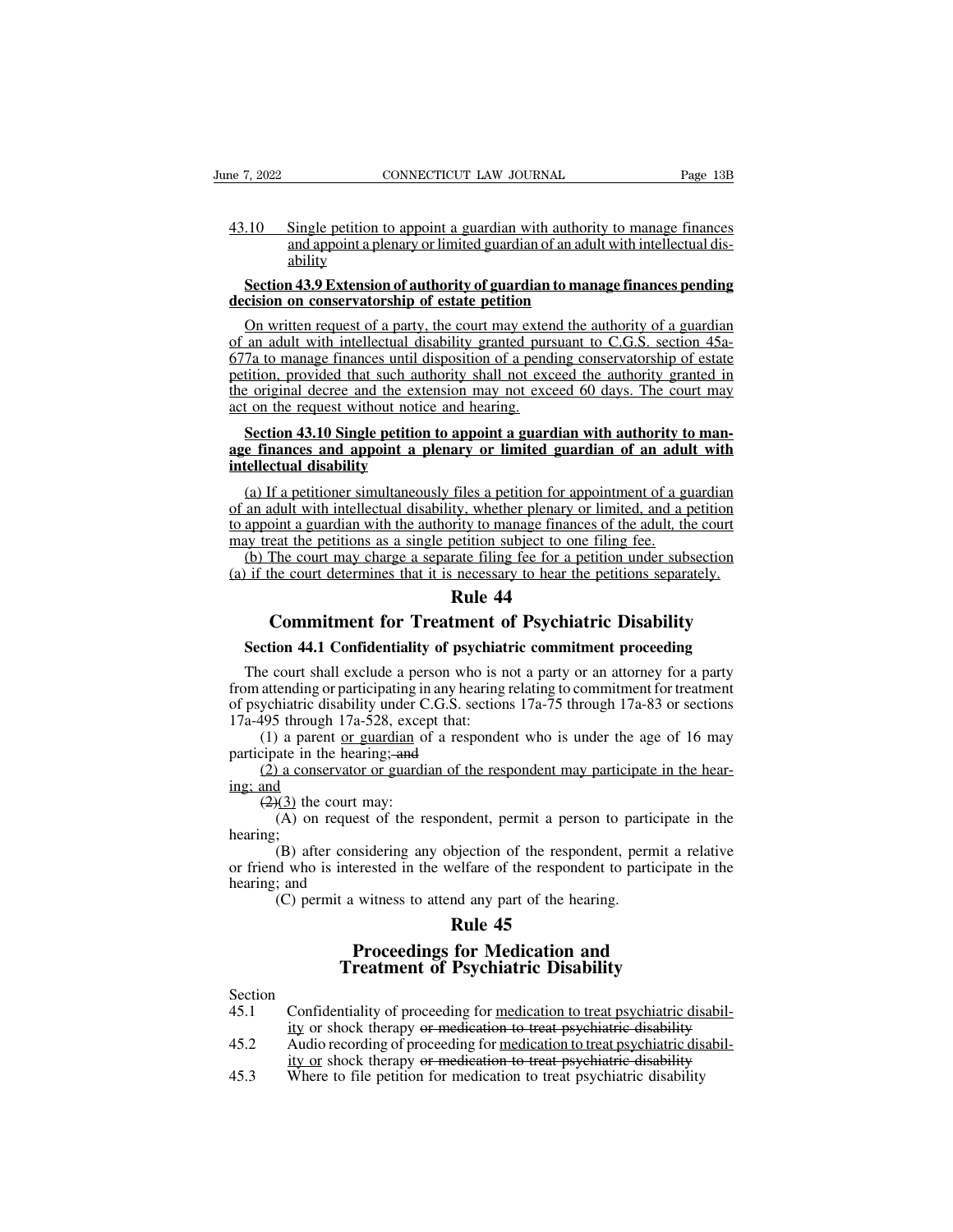43.10 Single petition to appoint a guardian with authority to manage finances and appoint a plenary or limited guardian of an adult with intellectual disability

**Section 43.9 Extension of authority of guardian to manage finances pending decision on conservatorship of estate petition**

On written request of a party, the court may extend the authority of a guardian of an adult with intellectual disability granted pursuant to C.G.S. section 45a-677a to manage finances until disposition of a pending conservatorship of estate petition, provided that such authority shall not exceed the authority granted in the original decree and the extension may not exceed 60 days. The court may act on the request without notice and hearing.

**Section 43.10 Single petition to appoint a guardian with authority to manage finances and appoint a plenary or limited guardian of an adult with intellectual disability**

(a) If a petitioner simultaneously files a petition for appointment of a guardian of an adult with intellectual disability, whether plenary or limited, and a petition to appoint a guardian with the authority to manage finances of the adult, the court may treat the petitions as a single petition subject to one filing fee.

(b) The court may charge a separate filing fee for a petition under subsection (a) if the court determines that it is necessary to hear the petitions separately.

## Rule 44

## Commitment for Treatment of Psychiatric Disability

**Section 44.1 Confidentiality of psychiatric commitment proceeding**

The court shall exclude a person who is not a party or an attorney for a party from attending or participating in any hearing relating to commitment for treatment of psychiatric disability under C.G.S. sections 17a-75 through 17a-83 or sections 17a-495 through 17a-528, except that:

(1) a parent or guardian of a respondent who is under the age of 16 may participate in the hearing; ~~and~~

(2) a conservator or guardian of the respondent may participate in the hearing; and

~~(2)~~(3) the court may:

(A) on request of the respondent, permit a person to participate in the hearing;

(B) after considering any objection of the respondent, permit a relative or friend who is interested in the welfare of the respondent to participate in the hearing; and

(C) permit a witness to attend any part of the hearing.

## Rule 45

## Proceedings for Medication and Treatment of Psychiatric Disability

Section

45.1 Confidentiality of proceeding for medication to treat psychiatric disability or shock therapy ~~or medication to treat psychiatric disability~~

45.2 Audio recording of proceeding for medication to treat psychiatric disability or shock therapy ~~or medication to treat psychiatric disability~~

45.3 Where to file petition for medication to treat psychiatric disability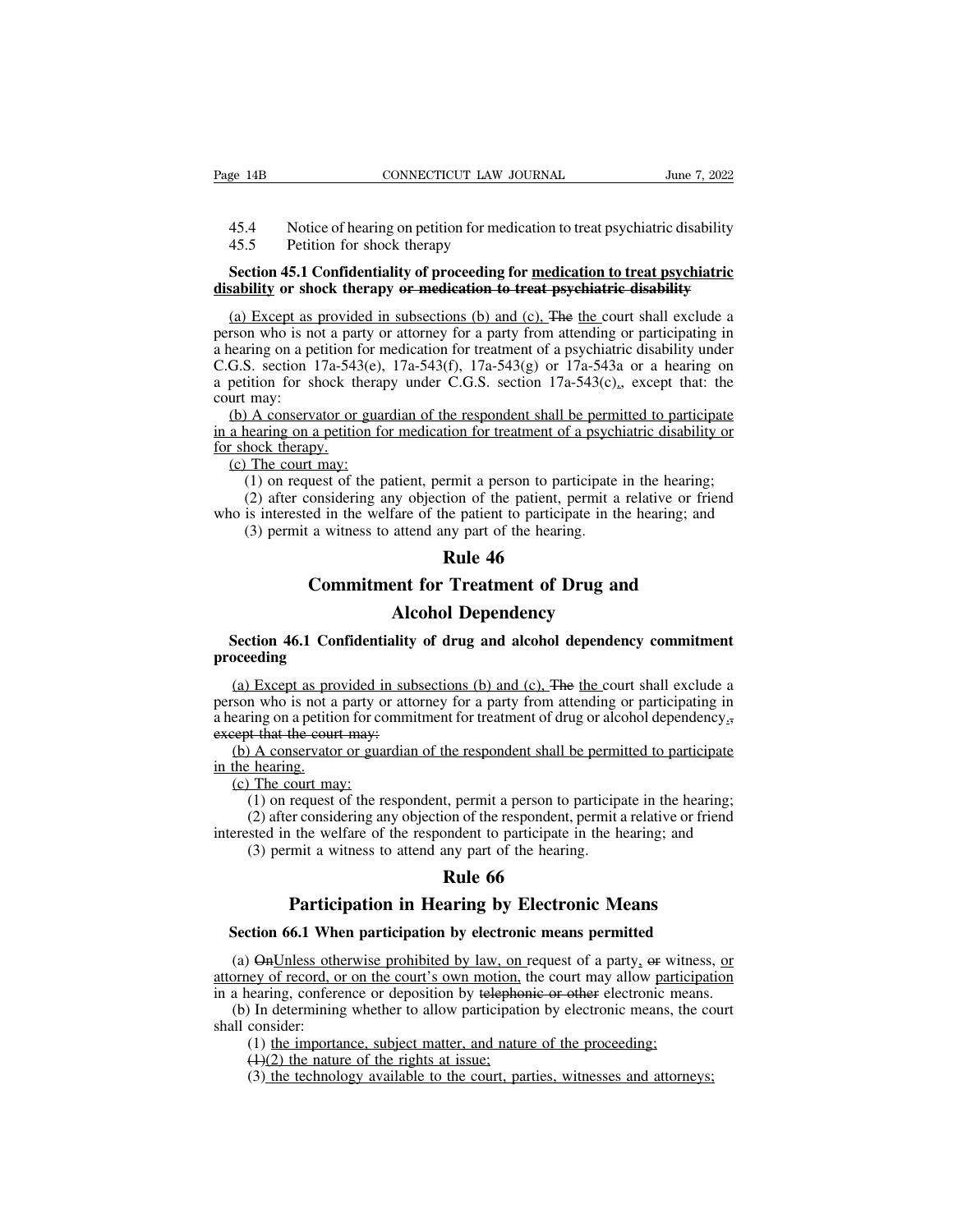45.4 Notice of hearing on petition for medication to treat psychiatric disability
45.5 Petition for shock therapy

**Section 45.1 Confidentiality of proceeding for medication to treat psychiatric disability or shock therapy ~~or medication to treat psychiatric disability~~**

(a) Except as provided in subsections (b) and (c), ~~The~~ the court shall exclude a person who is not a party or attorney for a party from attending or participating in a hearing on a petition for medication for treatment of a psychiatric disability under C.G.S. section 17a-543(e), 17a-543(f), 17a-543(g) or 17a-543a or a hearing on a petition for shock therapy under C.G.S. section 17a-543(c)., except that: the court may:

(b) A conservator or guardian of the respondent shall be permitted to participate in a hearing on a petition for medication for treatment of a psychiatric disability or for shock therapy.

(c) The court may:

(1) on request of the patient, permit a person to participate in the hearing;

(2) after considering any objection of the patient, permit a relative or friend who is interested in the welfare of the patient to participate in the hearing; and

(3) permit a witness to attend any part of the hearing.

# Rule 46

# Commitment for Treatment of Drug and Alcohol Dependency

**Section 46.1 Confidentiality of drug and alcohol dependency commitment proceeding**

(a) Except as provided in subsections (b) and (c), ~~The~~ the court shall exclude a person who is not a party or attorney for a party from attending or participating in a hearing on a petition for commitment for treatment of drug or alcohol dependency.~~,~~ ~~except that the court may:~~

(b) A conservator or guardian of the respondent shall be permitted to participate in the hearing.

(c) The court may:

(1) on request of the respondent, permit a person to participate in the hearing;

(2) after considering any objection of the respondent, permit a relative or friend interested in the welfare of the respondent to participate in the hearing; and

(3) permit a witness to attend any part of the hearing.

# Rule 66

# Participation in Hearing by Electronic Means

**Section 66.1 When participation by electronic means permitted**

(a) ~~On~~Unless otherwise prohibited by law, on request of a party, ~~or~~ witness, or attorney of record, or on the court's own motion, the court may allow participation in a hearing, conference or deposition by ~~telephonic or other~~ electronic means.

(b) In determining whether to allow participation by electronic means, the court shall consider:

(1) the importance, subject matter, and nature of the proceeding;

~~(1)~~(2) the nature of the rights at issue;

(3) the technology available to the court, parties, witnesses and attorneys;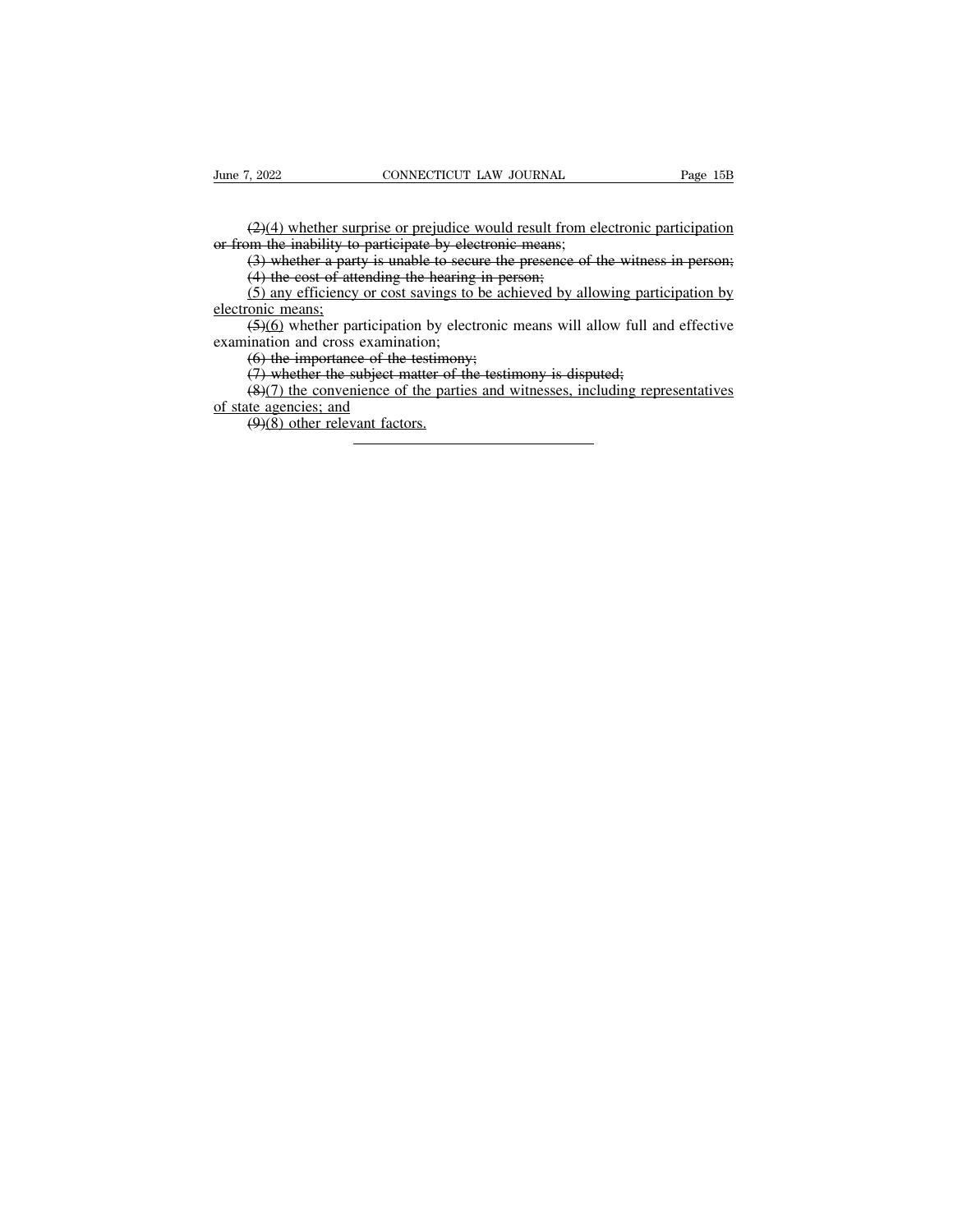~~(2)~~(4) whether surprise or prejudice would result from electronic participation ~~or from the inability to participate by electronic means~~;

~~(3) whether a party is unable to secure the presence of the witness in person;~~

~~(4) the cost of attending the hearing in person;~~

(5) any efficiency or cost savings to be achieved by allowing participation by electronic means;

~~(5)~~(6) whether participation by electronic means will allow full and effective examination and cross examination;

~~(6) the importance of the testimony;~~

~~(7) whether the subject matter of the testimony is disputed;~~

~~(8)~~(7) the convenience of the parties and witnesses, including representatives of state agencies; and

~~(9)~~(8) other relevant factors.